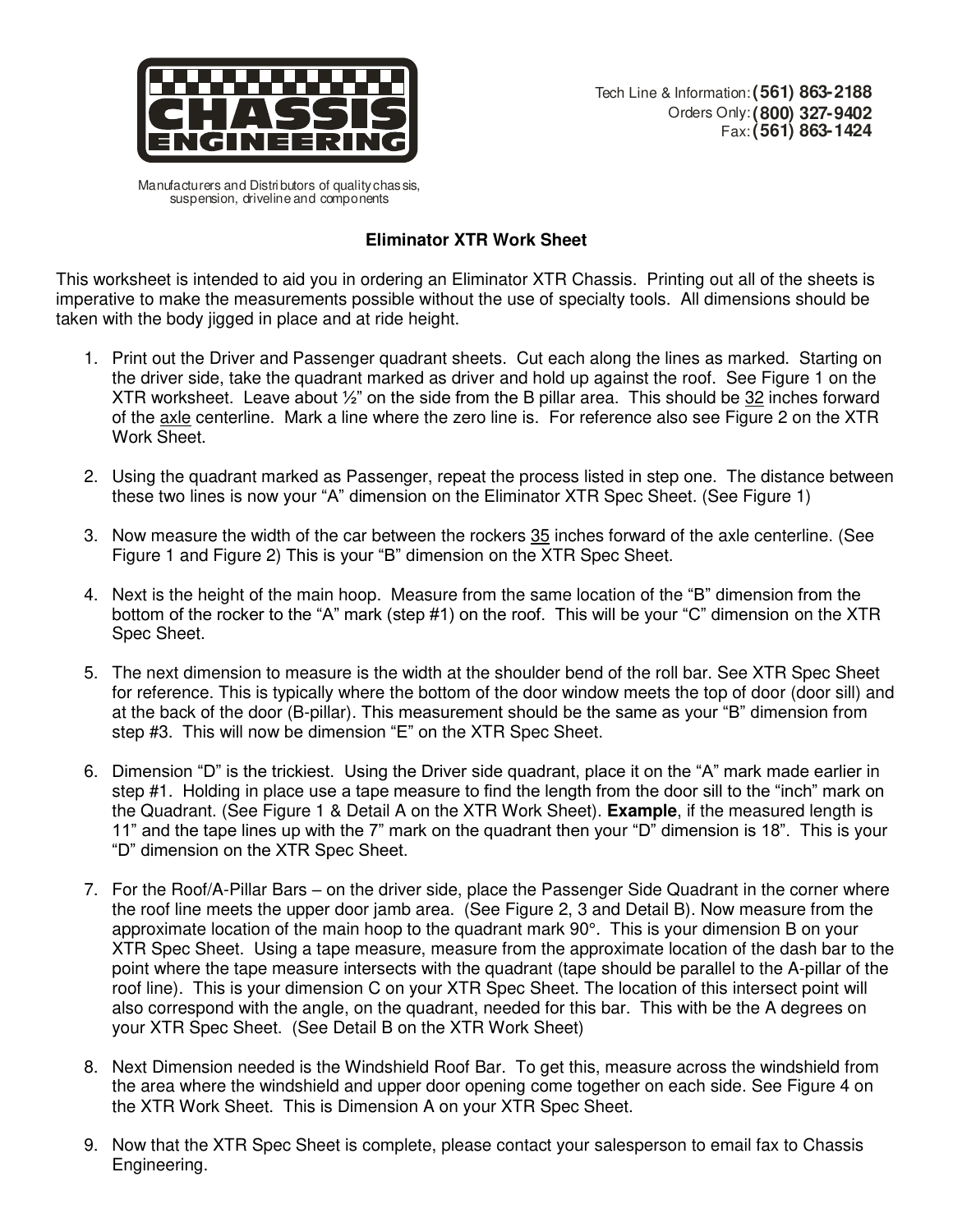**CHASSIS ENGINEERING**

Manufacturers and Distributors of quality chassis, suspension, driveline and components

Tech Line & Information: **(561) 863-2188**
Orders Only: **(800) 327-9402**
Fax: **(561) 863-1424**

## Eliminator XTR Work Sheet

This worksheet is intended to aid you in ordering an Eliminator XTR Chassis. Printing out all of the sheets is imperative to make the measurements possible without the use of specialty tools. All dimensions should be taken with the body jigged in place and at ride height.

1. Print out the Driver and Passenger quadrant sheets. Cut each along the lines as marked. Starting on the driver side, take the quadrant marked as driver and hold up against the roof. See Figure 1 on the XTR worksheet. Leave about ½" on the side from the B pillar area. This should be <u>32</u> inches forward of the <u>axle</u> centerline. Mark a line where the zero line is. For reference also see Figure 2 on the XTR Work Sheet.

2. Using the quadrant marked as Passenger, repeat the process listed in step one. The distance between these two lines is now your "A" dimension on the Eliminator XTR Spec Sheet. (See Figure 1)

3. Now measure the width of the car between the rockers <u>35</u> inches forward of the axle centerline. (See Figure 1 and Figure 2) This is your "B" dimension on the XTR Spec Sheet.

4. Next is the height of the main hoop. Measure from the same location of the "B" dimension from the bottom of the rocker to the "A" mark (step #1) on the roof. This will be your "C" dimension on the XTR Spec Sheet.

5. The next dimension to measure is the width at the shoulder bend of the roll bar. See XTR Spec Sheet for reference. This is typically where the bottom of the door window meets the top of door (door sill) and at the back of the door (B-pillar). This measurement should be the same as your "B" dimension from step #3. This will now be dimension "E" on the XTR Spec Sheet.

6. Dimension "D" is the trickiest. Using the Driver side quadrant, place it on the "A" mark made earlier in step #1. Holding in place use a tape measure to find the length from the door sill to the "inch" mark on the Quadrant. (See Figure 1 & Detail A on the XTR Work Sheet). **Example**, if the measured length is 11" and the tape lines up with the 7" mark on the quadrant then your "D" dimension is 18". This is your "D" dimension on the XTR Spec Sheet.

7. For the Roof/A-Pillar Bars – on the driver side, place the Passenger Side Quadrant in the corner where the roof line meets the upper door jamb area. (See Figure 2, 3 and Detail B). Now measure from the approximate location of the main hoop to the quadrant mark 90°. This is your dimension B on your XTR Spec Sheet. Using a tape measure, measure from the approximate location of the dash bar to the point where the tape measure intersects with the quadrant (tape should be parallel to the A-pillar of the roof line). This is your dimension C on your XTR Spec Sheet. The location of this intersect point will also correspond with the angle, on the quadrant, needed for this bar. This with be the A degrees on your XTR Spec Sheet. (See Detail B on the XTR Work Sheet)

8. Next Dimension needed is the Windshield Roof Bar. To get this, measure across the windshield from the area where the windshield and upper door opening come together on each side. See Figure 4 on the XTR Work Sheet. This is Dimension A on your XTR Spec Sheet.

9. Now that the XTR Spec Sheet is complete, please contact your salesperson to email fax to Chassis Engineering.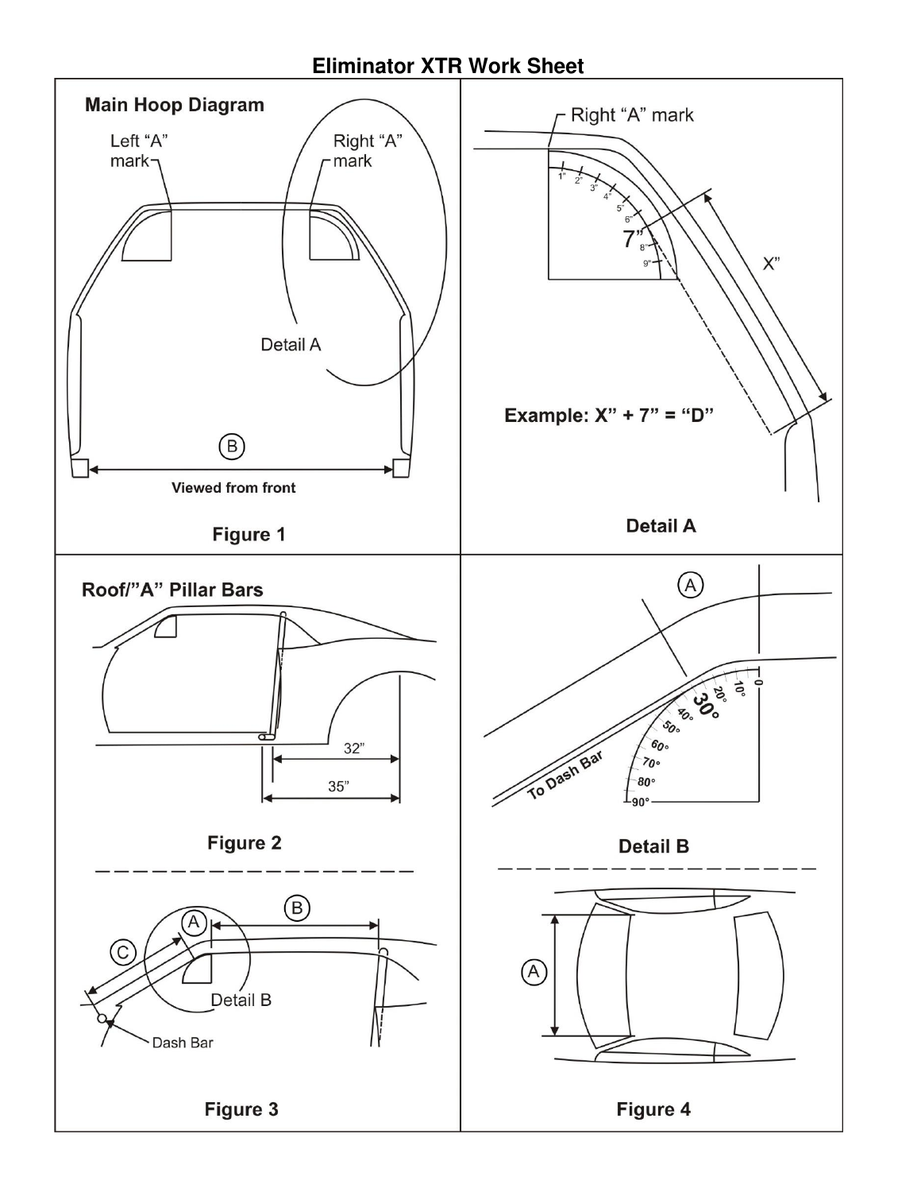# Eliminator XTR Work Sheet

## Main Hoop Diagram

Left "A" mark

Right "A" mark

Detail A

B

Viewed from front

**Figure 1**

Right "A" mark

1" 2" 3" 4" 5" 6" 7" 8" 9"

X"

**Example: X" + 7" = "D"**

**Detail A**

## Roof/"A" Pillar Bars

32"

35"

**Figure 2**

A

0 10° 20° 30° 40° 50° 60° 70° 80° 90°

To Dash Bar

**Detail B**

A B C

Detail B

Dash Bar

**Figure 3**

A

**Figure 4**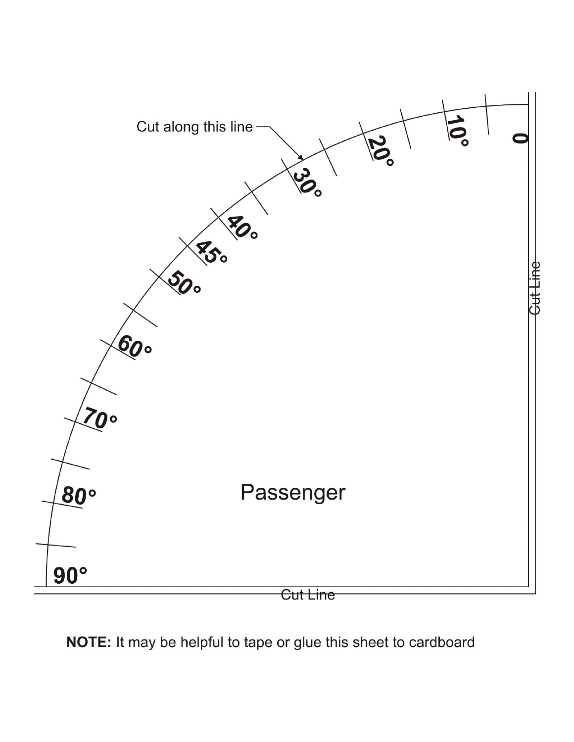Cut along this line

0

10°

20°

30°

40°

45°

50°

60°

70°

80°

90°

Passenger

Cut Line

Cut Line

**NOTE:** It may be helpful to tape or glue this sheet to cardboard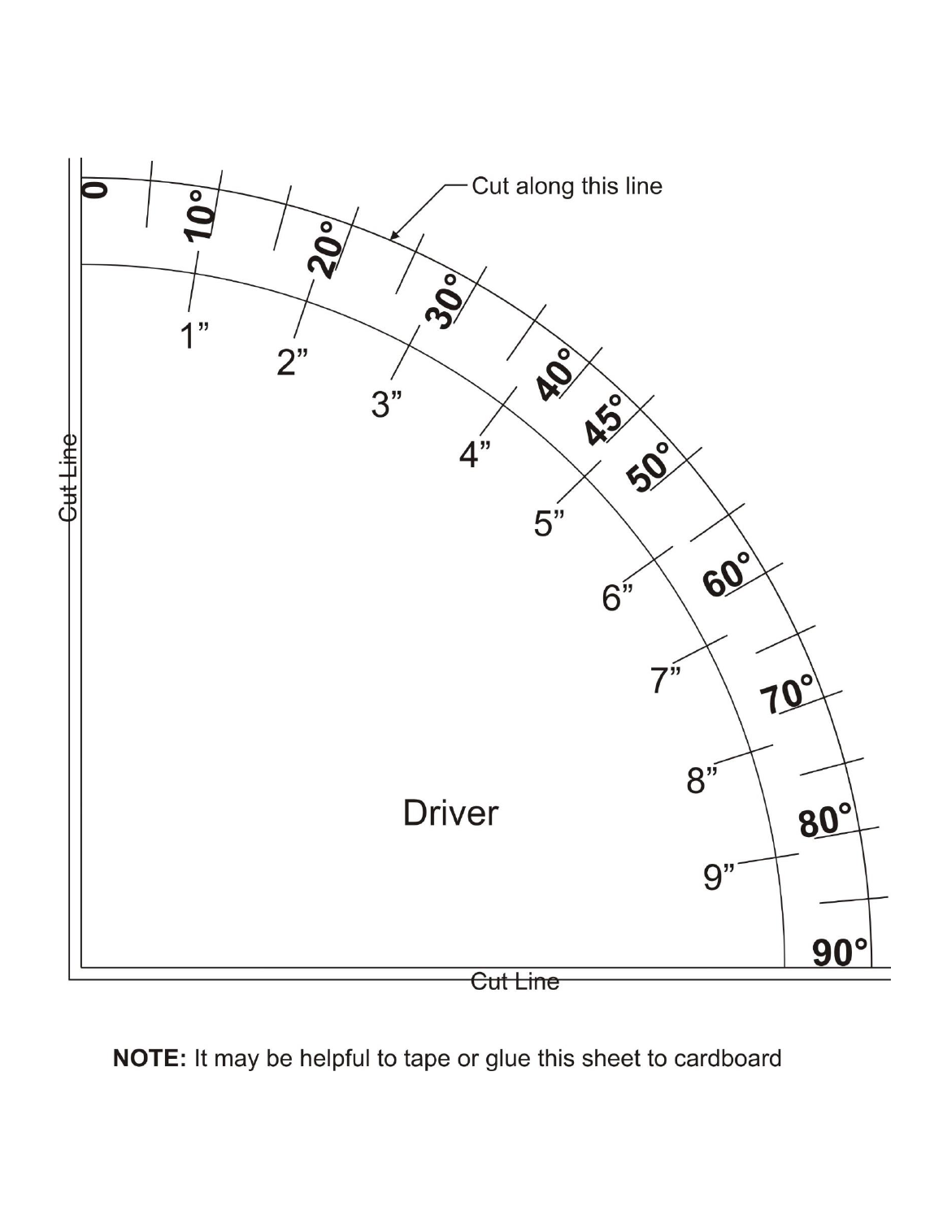Cut along this line

0

10°

20°

30°

40°

45°

50°

60°

70°

80°

90°

1”

2”

3”

4”

5”

6”

7”

8”

9”

Cut Line

Driver

Cut Line

**NOTE:** It may be helpful to tape or glue this sheet to cardboard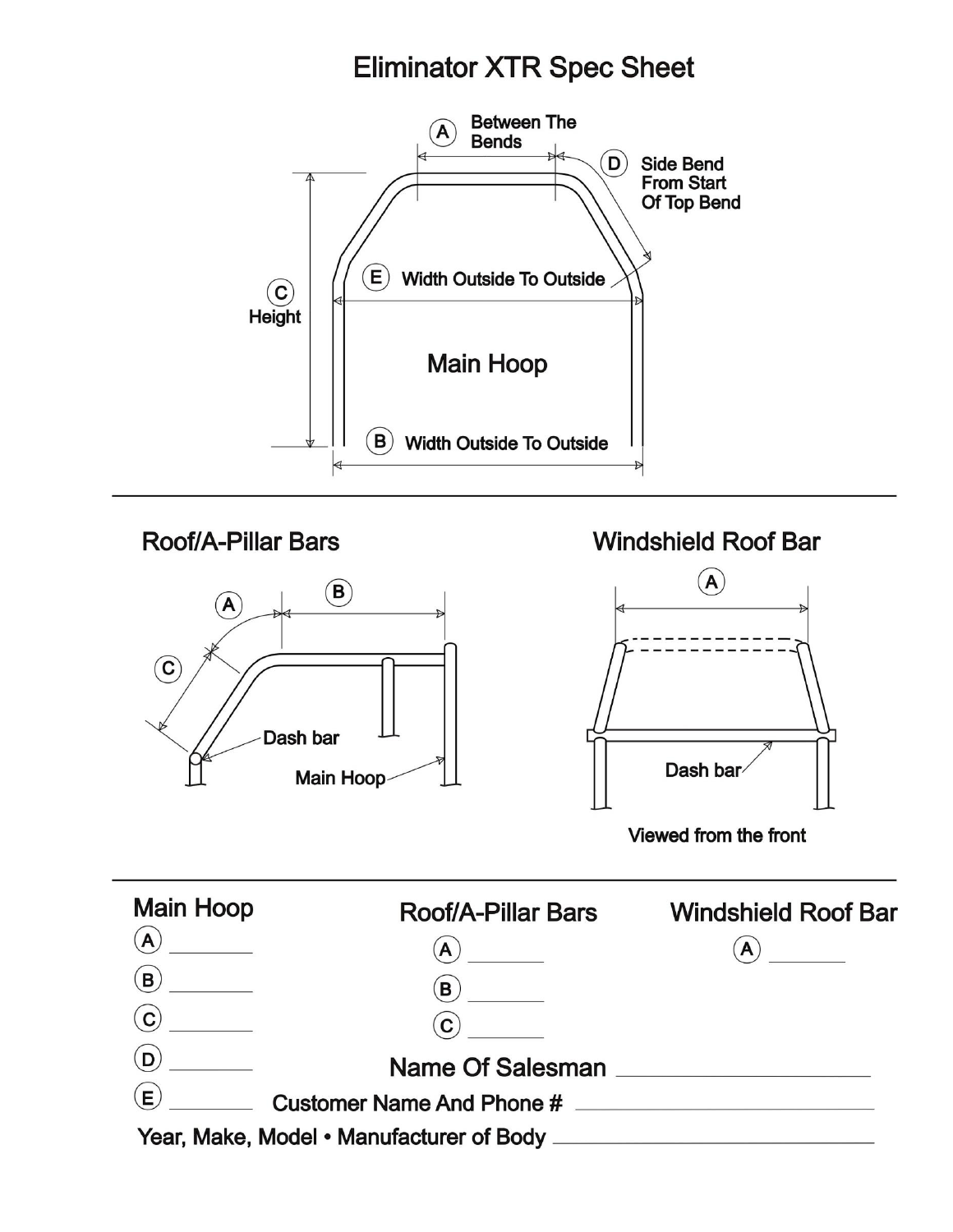# Eliminator XTR Spec Sheet

A Between The Bends

D Side Bend From Start Of Top Bend

C Height

E Width Outside To Outside

Main Hoop

B Width Outside To Outside

## Roof/A-Pillar Bars

A

B

C

Dash bar

Main Hoop

## Windshield Roof Bar

A

Dash bar

Viewed from the front

## Main Hoop

A ________

B ________

C ________

D ________

E ________

## Roof/A-Pillar Bars

A ________

B ________

C ________

## Windshield Roof Bar

A ________

Name Of Salesman ____________________

Customer Name And Phone # ____________________

Year, Make, Model • Manufacturer of Body ____________________